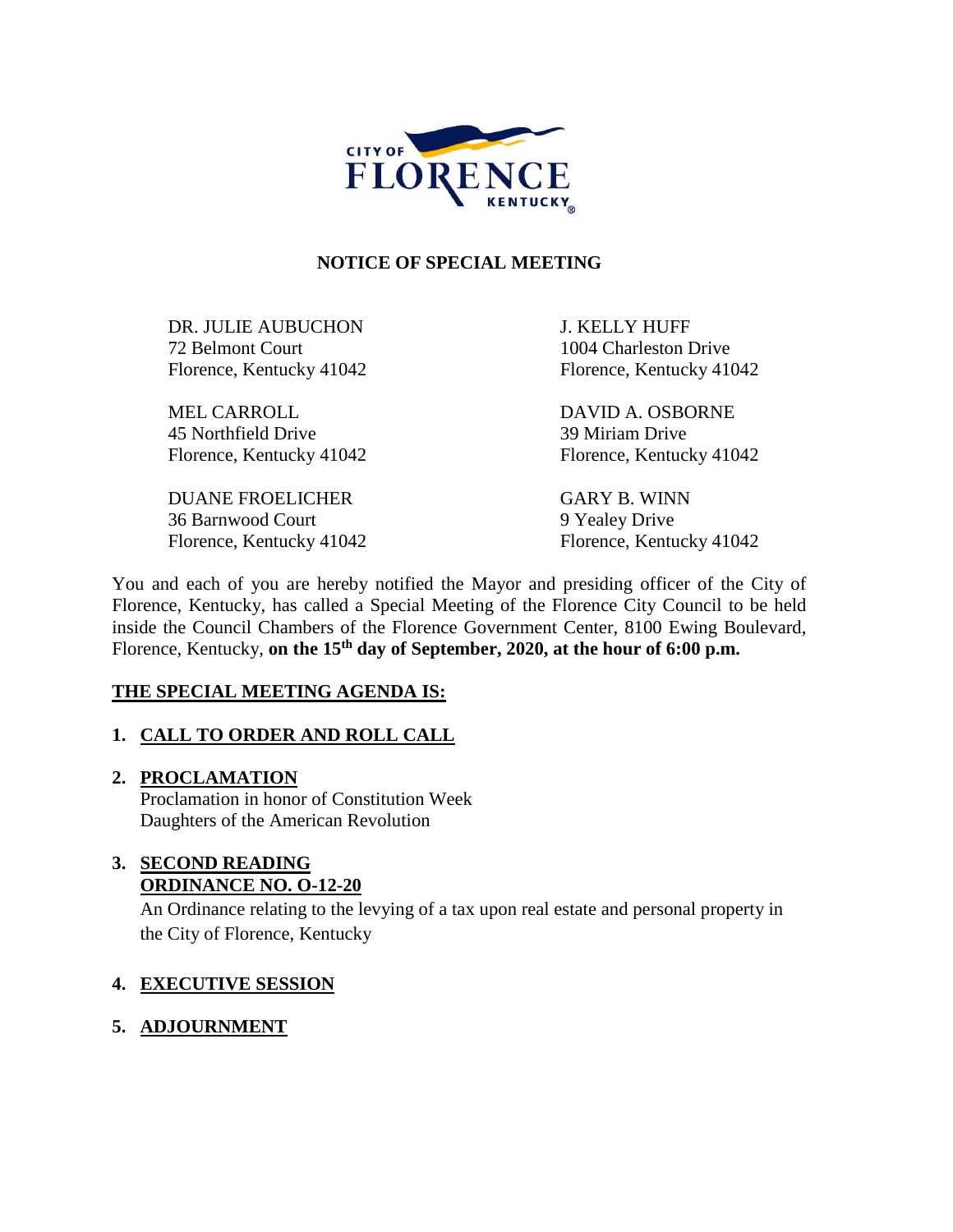CITY OF FLORENCE KENTUCKY

# NOTICE OF SPECIAL MEETING

DR. JULIE AUBUCHON
72 Belmont Court
Florence, Kentucky 41042

MEL CARROLL
45 Northfield Drive
Florence, Kentucky 41042

DUANE FROELICHER
36 Barnwood Court
Florence, Kentucky 41042

J. KELLY HUFF
1004 Charleston Drive
Florence, Kentucky 41042

DAVID A. OSBORNE
39 Miriam Drive
Florence, Kentucky 41042

GARY B. WINN
9 Yealey Drive
Florence, Kentucky 41042

You and each of you are hereby notified the Mayor and presiding officer of the City of Florence, Kentucky, has called a Special Meeting of the Florence City Council to be held inside the Council Chambers of the Florence Government Center, 8100 Ewing Boulevard, Florence, Kentucky, **on the 15th day of September, 2020, at the hour of 6:00 p.m.**

## THE SPECIAL MEETING AGENDA IS:

1. **CALL TO ORDER AND ROLL CALL**

2. **PROCLAMATION**
   Proclamation in honor of Constitution Week
   Daughters of the American Revolution

3. **SECOND READING**
   **ORDINANCE NO. O-12-20**
   An Ordinance relating to the levying of a tax upon real estate and personal property in the City of Florence, Kentucky

4. **EXECUTIVE SESSION**

5. **ADJOURNMENT**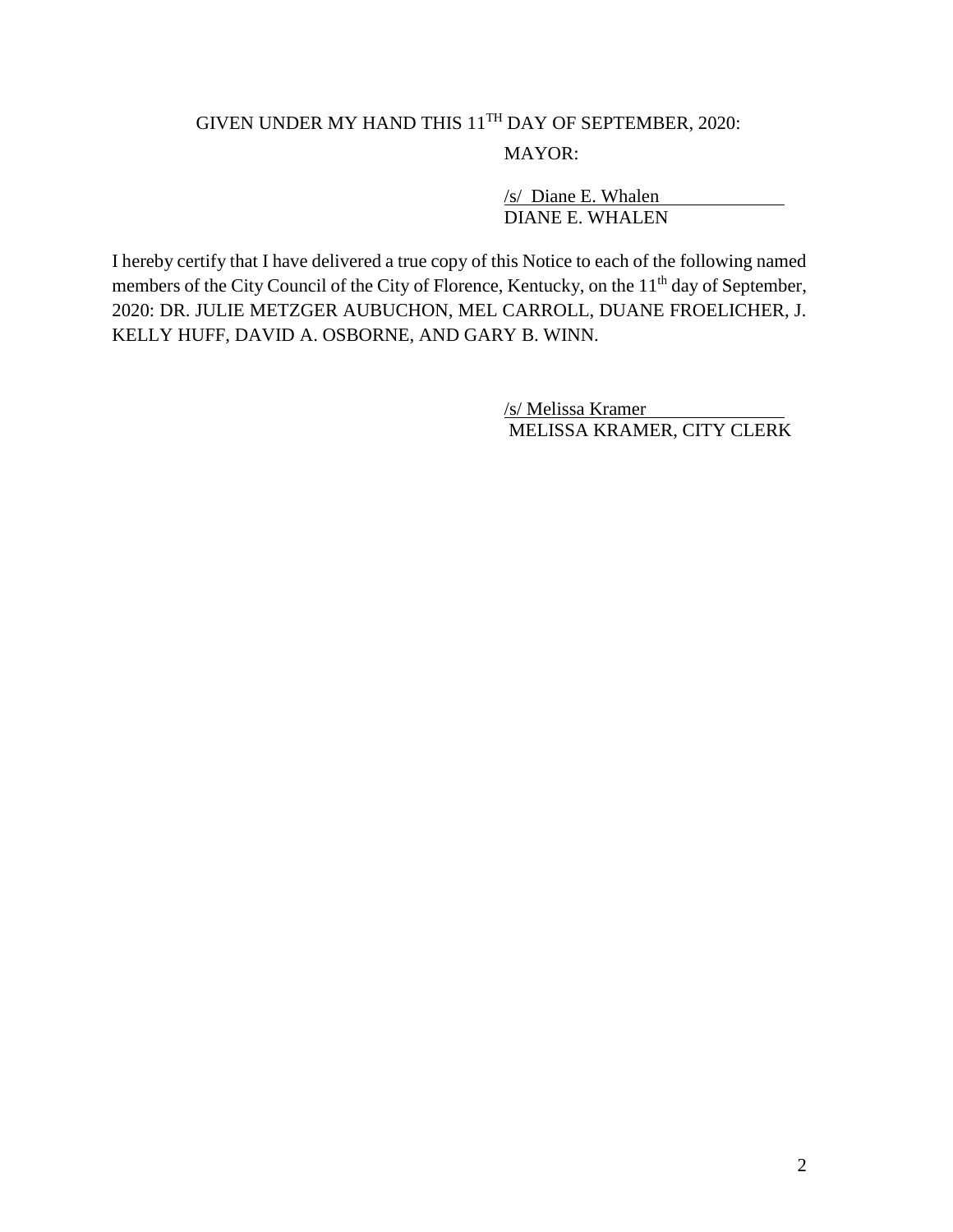GIVEN UNDER MY HAND THIS 11TH DAY OF SEPTEMBER, 2020:

MAYOR:

/s/ Diane E. Whalen
DIANE E. WHALEN

I hereby certify that I have delivered a true copy of this Notice to each of the following named members of the City Council of the City of Florence, Kentucky, on the 11th day of September, 2020: DR. JULIE METZGER AUBUCHON, MEL CARROLL, DUANE FROELICHER, J. KELLY HUFF, DAVID A. OSBORNE, AND GARY B. WINN.

/s/ Melissa Kramer
MELISSA KRAMER, CITY CLERK